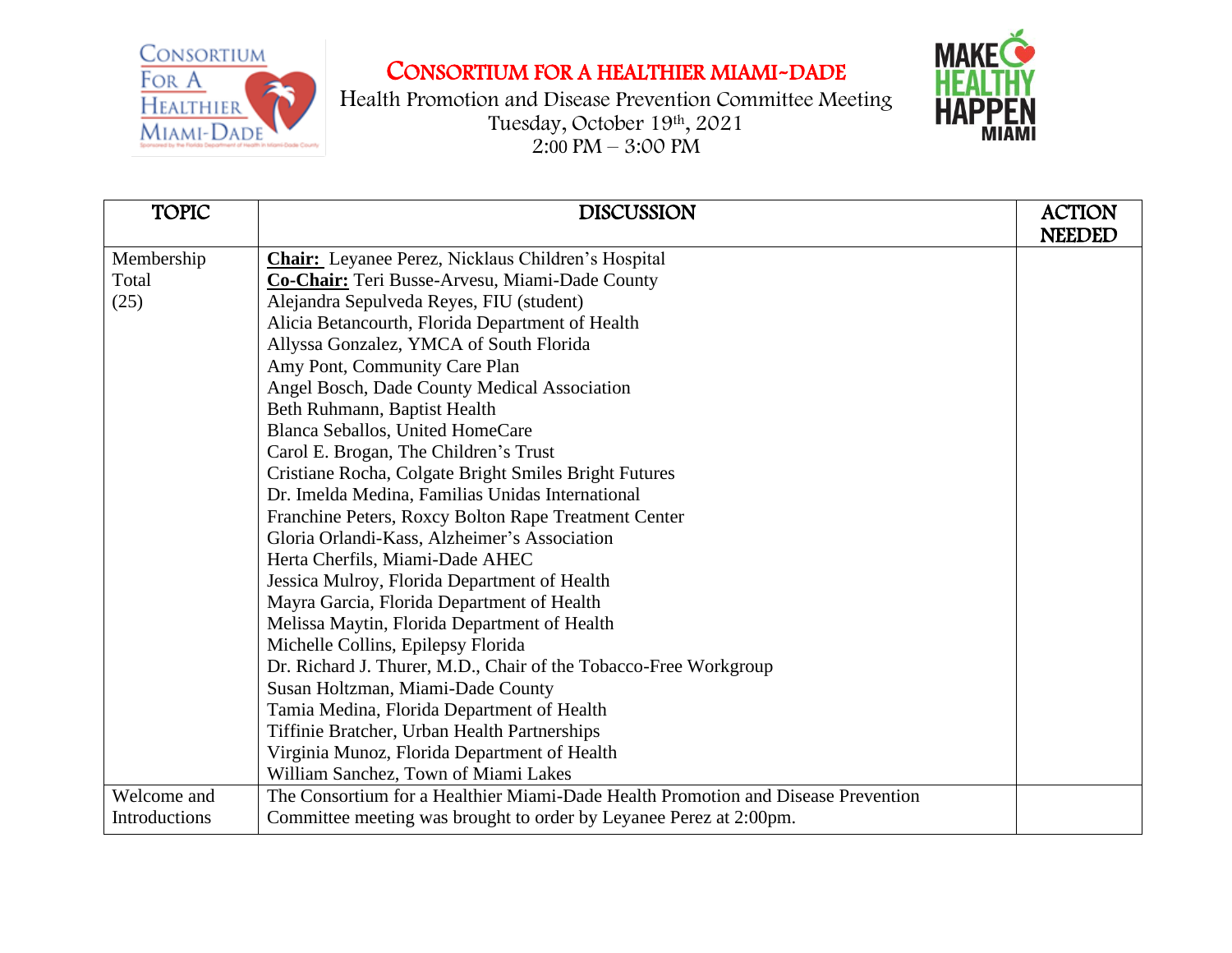# CONSORTIUM FOR A HEALTHIER MIAMI-DADE

Health Promotion and Disease Prevention Committee Meeting
Tuesday, October 19th, 2021
2:00 PM – 3:00 PM

| TOPIC | DISCUSSION | ACTION NEEDED |
|---|---|---|
| Membership Total (25) | **Chair:** Leyanee Perez, Nicklaus Children's Hospital<br>**Co-Chair:** Teri Busse-Arvesu, Miami-Dade County<br>Alejandra Sepulveda Reyes, FIU (student)<br>Alicia Betancourth, Florida Department of Health<br>Allyssa Gonzalez, YMCA of South Florida<br>Amy Pont, Community Care Plan<br>Angel Bosch, Dade County Medical Association<br>Beth Ruhmann, Baptist Health<br>Blanca Seballos, United HomeCare<br>Carol E. Brogan, The Children's Trust<br>Cristiane Rocha, Colgate Bright Smiles Bright Futures<br>Dr. Imelda Medina, Familias Unidas International<br>Franchine Peters, Roxcy Bolton Rape Treatment Center<br>Gloria Orlandi-Kass, Alzheimer's Association<br>Herta Cherfils, Miami-Dade AHEC<br>Jessica Mulroy, Florida Department of Health<br>Mayra Garcia, Florida Department of Health<br>Melissa Maytin, Florida Department of Health<br>Michelle Collins, Epilepsy Florida<br>Dr. Richard J. Thurer, M.D., Chair of the Tobacco-Free Workgroup<br>Susan Holtzman, Miami-Dade County<br>Tamia Medina, Florida Department of Health<br>Tiffinie Bratcher, Urban Health Partnerships<br>Virginia Munoz, Florida Department of Health<br>William Sanchez, Town of Miami Lakes | |
| Welcome and Introductions | The Consortium for a Healthier Miami-Dade Health Promotion and Disease Prevention Committee meeting was brought to order by Leyanee Perez at 2:00pm. | |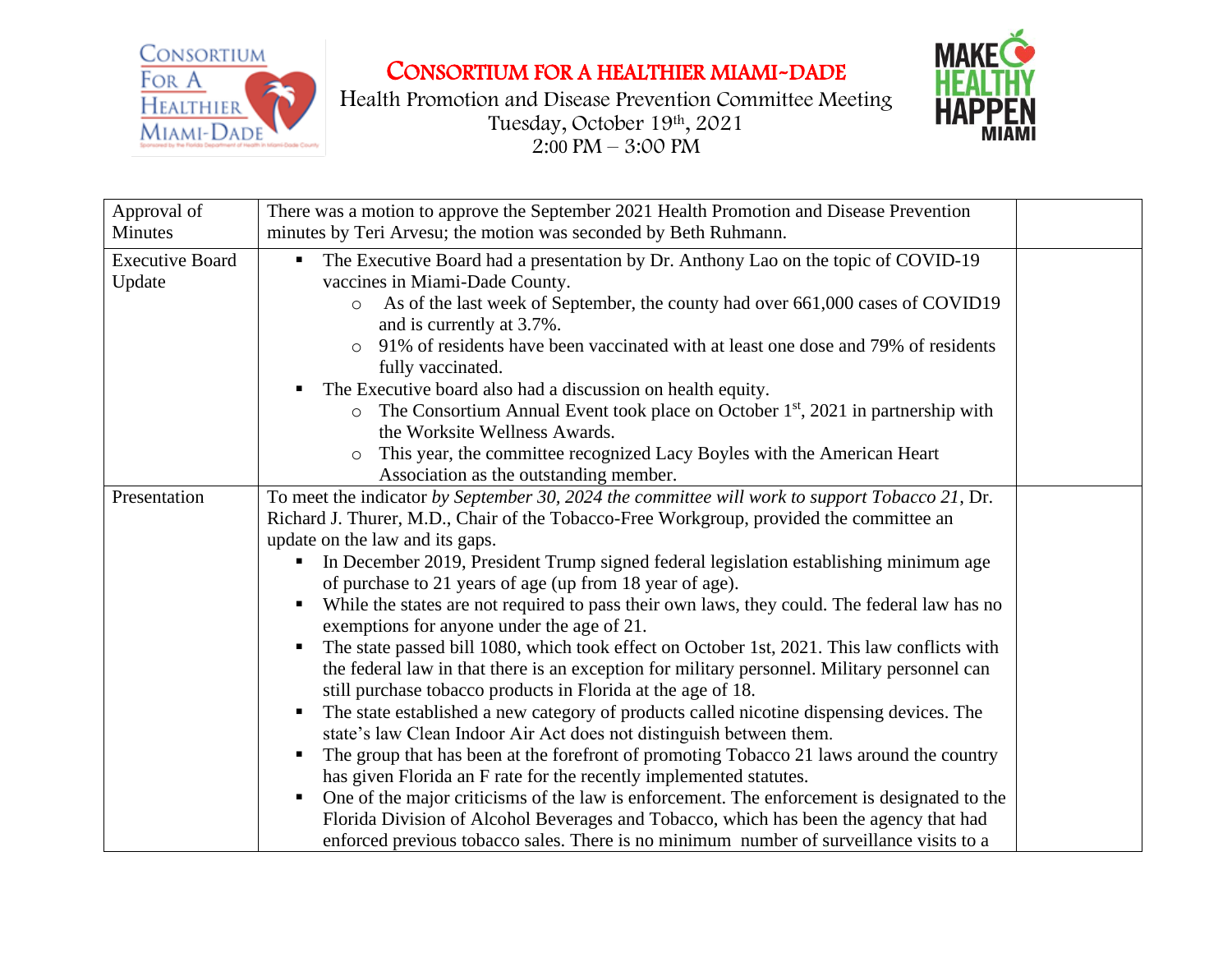# CONSORTIUM FOR A HEALTHIER MIAMI-DADE

Health Promotion and Disease Prevention Committee Meeting
Tuesday, October 19th, 2021
2:00 PM – 3:00 PM

| | | |
|---|---|---|
| Approval of Minutes | There was a motion to approve the September 2021 Health Promotion and Disease Prevention minutes by Teri Arvesu; the motion was seconded by Beth Ruhmann. | |
| Executive Board Update | ▪ The Executive Board had a presentation by Dr. Anthony Lao on the topic of COVID-19 vaccines in Miami-Dade County.<br>○ As of the last week of September, the county had over 661,000 cases of COVID19 and is currently at 3.7%.<br>○ 91% of residents have been vaccinated with at least one dose and 79% of residents fully vaccinated.<br>▪ The Executive board also had a discussion on health equity.<br>○ The Consortium Annual Event took place on October 1st, 2021 in partnership with the Worksite Wellness Awards.<br>○ This year, the committee recognized Lacy Boyles with the American Heart Association as the outstanding member. | |
| Presentation | To meet the indicator *by September 30, 2024 the committee will work to support Tobacco 21*, Dr. Richard J. Thurer, M.D., Chair of the Tobacco-Free Workgroup, provided the committee an update on the law and its gaps.<br>▪ In December 2019, President Trump signed federal legislation establishing minimum age of purchase to 21 years of age (up from 18 year of age).<br>▪ While the states are not required to pass their own laws, they could. The federal law has no exemptions for anyone under the age of 21.<br>▪ The state passed bill 1080, which took effect on October 1st, 2021. This law conflicts with the federal law in that there is an exception for military personnel. Military personnel can still purchase tobacco products in Florida at the age of 18.<br>▪ The state established a new category of products called nicotine dispensing devices. The state's law Clean Indoor Air Act does not distinguish between them.<br>▪ The group that has been at the forefront of promoting Tobacco 21 laws around the country has given Florida an F rate for the recently implemented statutes.<br>▪ One of the major criticisms of the law is enforcement. The enforcement is designated to the Florida Division of Alcohol Beverages and Tobacco, which has been the agency that had enforced previous tobacco sales. There is no minimum number of surveillance visits to a | |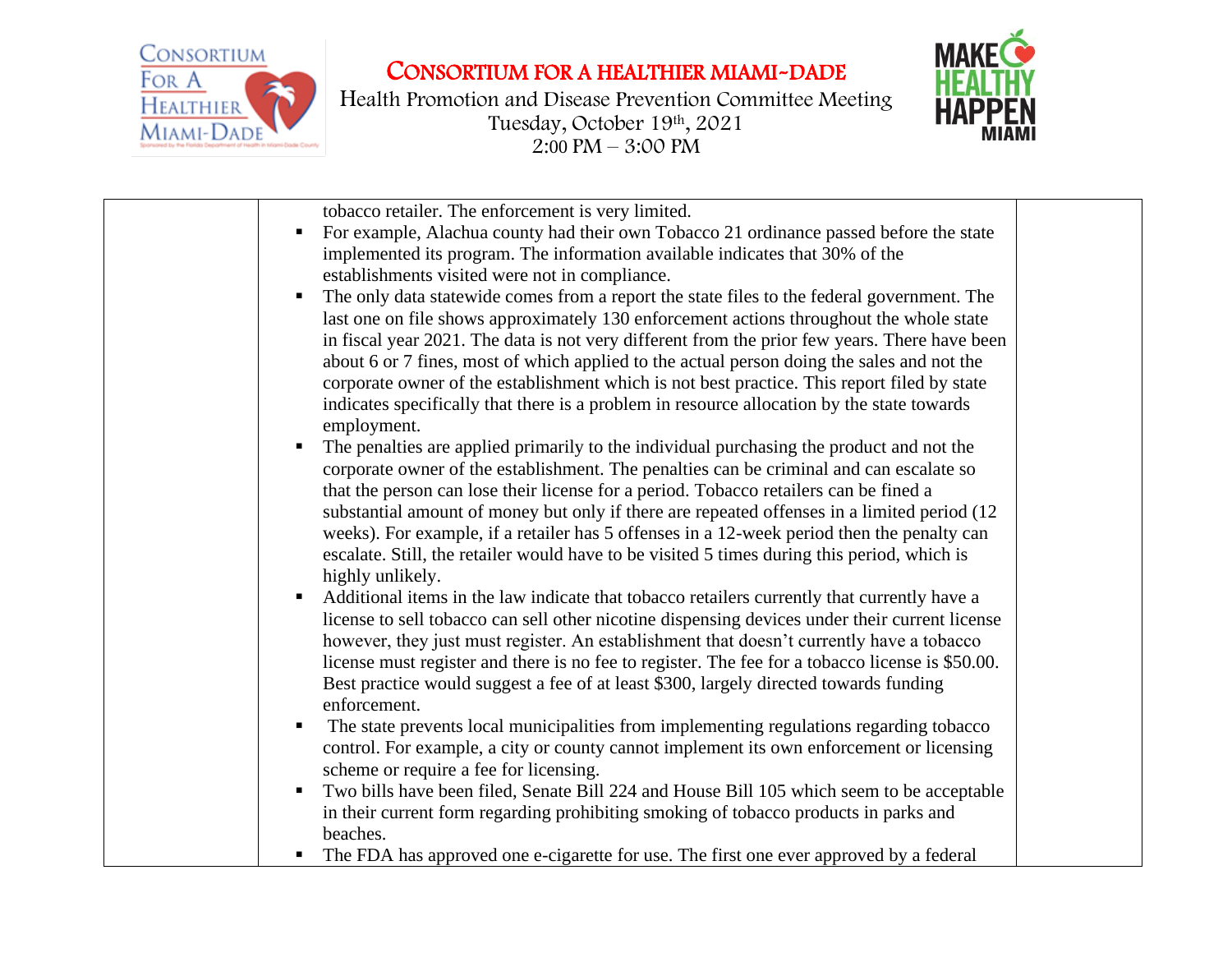| | tobacco retailer. The enforcement is very limited.<br>▪ For example, Alachua county had their own Tobacco 21 ordinance passed before the state implemented its program. The information available indicates that 30% of the establishments visited were not in compliance.<br>▪ The only data statewide comes from a report the state files to the federal government. The last one on file shows approximately 130 enforcement actions throughout the whole state in fiscal year 2021. The data is not very different from the prior few years. There have been about 6 or 7 fines, most of which applied to the actual person doing the sales and not the corporate owner of the establishment which is not best practice. This report filed by state indicates specifically that there is a problem in resource allocation by the state towards employment.<br>▪ The penalties are applied primarily to the individual purchasing the product and not the corporate owner of the establishment. The penalties can be criminal and can escalate so that the person can lose their license for a period. Tobacco retailers can be fined a substantial amount of money but only if there are repeated offenses in a limited period (12 weeks). For example, if a retailer has 5 offenses in a 12-week period then the penalty can escalate. Still, the retailer would have to be visited 5 times during this period, which is highly unlikely.<br>▪ Additional items in the law indicate that tobacco retailers currently that currently have a license to sell tobacco can sell other nicotine dispensing devices under their current license however, they just must register. An establishment that doesn't currently have a tobacco license must register and there is no fee to register. The fee for a tobacco license is $50.00. Best practice would suggest a fee of at least $300, largely directed towards funding enforcement.<br>▪ The state prevents local municipalities from implementing regulations regarding tobacco control. For example, a city or county cannot implement its own enforcement or licensing scheme or require a fee for licensing.<br>▪ Two bills have been filed, Senate Bill 224 and House Bill 105 which seem to be acceptable in their current form regarding prohibiting smoking of tobacco products in parks and beaches.<br>▪ The FDA has approved one e-cigarette for use. The first one ever approved by a federal | |
|---|---|---|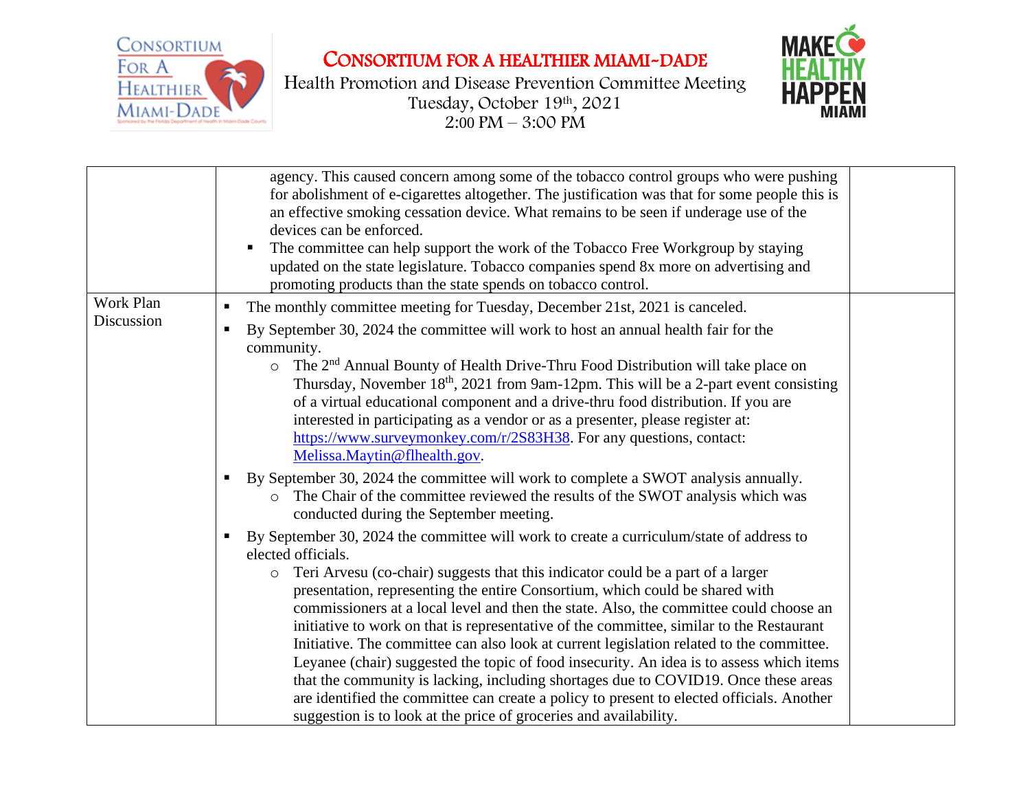| | | |
|---|---|---|
| | agency. This caused concern among some of the tobacco control groups who were pushing for abolishment of e-cigarettes altogether. The justification was that for some people this is an effective smoking cessation device. What remains to be seen if underage use of the devices can be enforced.<br>▪ The committee can help support the work of the Tobacco Free Workgroup by staying updated on the state legislature. Tobacco companies spend 8x more on advertising and promoting products than the state spends on tobacco control. | |
| Work Plan Discussion | ▪ The monthly committee meeting for Tuesday, December 21st, 2021 is canceled.<br>▪ By September 30, 2024 the committee will work to host an annual health fair for the community.<br>  ○ The 2nd Annual Bounty of Health Drive-Thru Food Distribution will take place on Thursday, November 18th, 2021 from 9am-12pm. This will be a 2-part event consisting of a virtual educational component and a drive-thru food distribution. If you are interested in participating as a vendor or as a presenter, please register at: https://www.surveymonkey.com/r/2S83H38. For any questions, contact: Melissa.Maytin@flhealth.gov.<br>▪ By September 30, 2024 the committee will work to complete a SWOT analysis annually.<br>  ○ The Chair of the committee reviewed the results of the SWOT analysis which was conducted during the September meeting.<br>▪ By September 30, 2024 the committee will work to create a curriculum/state of address to elected officials.<br>  ○ Teri Arvesu (co-chair) suggests that this indicator could be a part of a larger presentation, representing the entire Consortium, which could be shared with commissioners at a local level and then the state. Also, the committee could choose an initiative to work on that is representative of the committee, similar to the Restaurant Initiative. The committee can also look at current legislation related to the committee. Leyanee (chair) suggested the topic of food insecurity. An idea is to assess which items that the community is lacking, including shortages due to COVID19. Once these areas are identified the committee can create a policy to present to elected officials. Another suggestion is to look at the price of groceries and availability. | |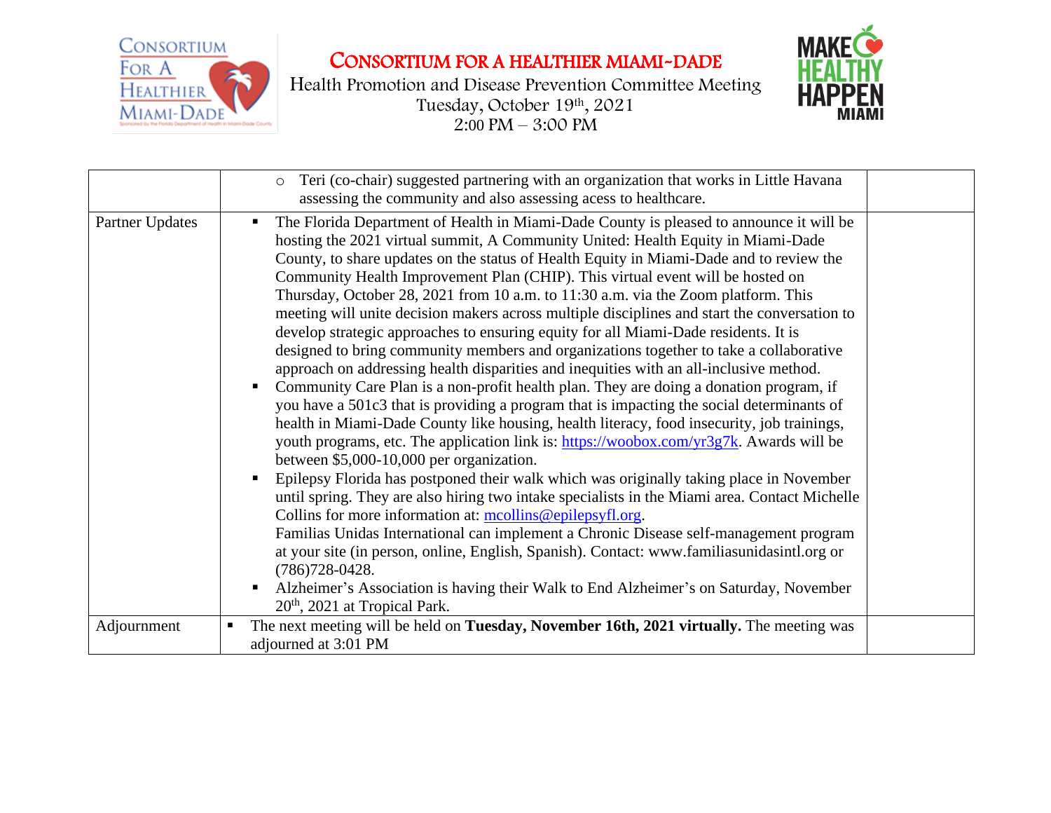# CONSORTIUM FOR A HEALTHIER MIAMI-DADE

Health Promotion and Disease Prevention Committee Meeting
Tuesday, October 19th, 2021
2:00 PM – 3:00 PM

| | | |
|---|---|---|
| | ○ Teri (co-chair) suggested partnering with an organization that works in Little Havana assessing the community and also assessing acess to healthcare. | |
| Partner Updates | ▪ The Florida Department of Health in Miami-Dade County is pleased to announce it will be hosting the 2021 virtual summit, A Community United: Health Equity in Miami-Dade County, to share updates on the status of Health Equity in Miami-Dade and to review the Community Health Improvement Plan (CHIP). This virtual event will be hosted on Thursday, October 28, 2021 from 10 a.m. to 11:30 a.m. via the Zoom platform. This meeting will unite decision makers across multiple disciplines and start the conversation to develop strategic approaches to ensuring equity for all Miami-Dade residents. It is designed to bring community members and organizations together to take a collaborative approach on addressing health disparities and inequities with an all-inclusive method.<br>▪ Community Care Plan is a non-profit health plan. They are doing a donation program, if you have a 501c3 that is providing a program that is impacting the social determinants of health in Miami-Dade County like housing, health literacy, food insecurity, job trainings, youth programs, etc. The application link is: https://woobox.com/yr3g7k. Awards will be between $5,000-10,000 per organization.<br>▪ Epilepsy Florida has postponed their walk which was originally taking place in November until spring. They are also hiring two intake specialists in the Miami area. Contact Michelle Collins for more information at: mcollins@epilepsyfl.org.<br>Familias Unidas International can implement a Chronic Disease self-management program at your site (in person, online, English, Spanish). Contact: www.familiasunidasintl.org or (786)728-0428.<br>▪ Alzheimer's Association is having their Walk to End Alzheimer's on Saturday, November 20th, 2021 at Tropical Park. | |
| Adjournment | ▪ The next meeting will be held on **Tuesday, November 16th, 2021 virtually.** The meeting was adjourned at 3:01 PM | |